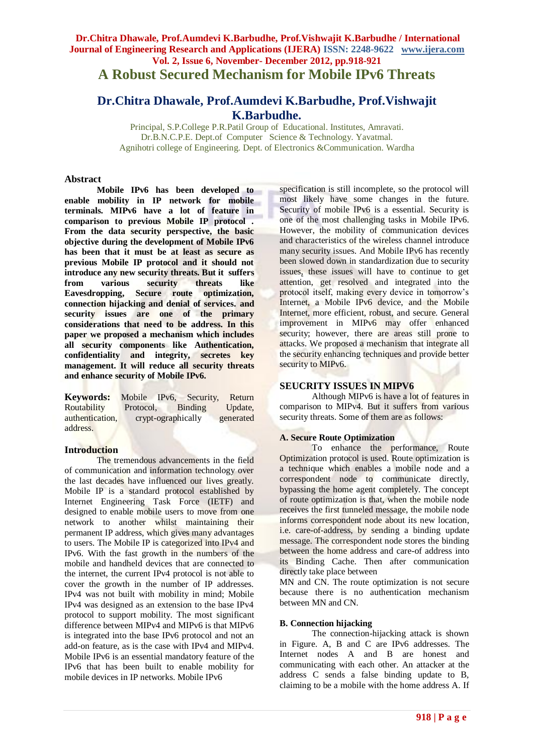# A Robust Secured Mechanism for Mobile IPv6 Threats

## Dr.Chitra Dhawale, Prof.Aumdevi K.Barbudhe, Prof.Vishwajit K.Barbudhe.

Principal, S.P.College P.R.Patil Group of Educational. Institutes, Amravati.
Dr.B.N.C.P.E. Dept.of Computer Science & Technology. Yavatmal.
Agnihotri college of Engineering. Dept. of Electronics &Communication. Wardha

### Abstract

**Mobile IPv6 has been developed to enable mobility in IP network for mobile terminals. MIPv6 have a lot of feature in comparison to previous Mobile IP protocol . From the data security perspective, the basic objective during the development of Mobile IPv6 has been that it must be at least as secure as previous Mobile IP protocol and it should not introduce any new security threats. But it suffers from various security threats like Eavesdropping, Secure route optimization, connection hijacking and denial of services. and security issues are one of the primary considerations that need to be address. In this paper we proposed a mechanism which includes all security components like Authentication, confidentiality and integrity, secretes key management. It will reduce all security threats and enhance security of Mobile IPv6.**

**Keywords:** Mobile IPv6, Security, Return Routability Protocol, Binding Update, authentication, crypt-ographically generated address.

### Introduction

The tremendous advancements in the field of communication and information technology over the last decades have influenced our lives greatly. Mobile IP is a standard protocol established by Internet Engineering Task Force (IETF) and designed to enable mobile users to move from one network to another whilst maintaining their permanent IP address, which gives many advantages to users. The Mobile IP is categorized into IPv4 and IPv6. With the fast growth in the numbers of the mobile and handheld devices that are connected to the internet, the current IPv4 protocol is not able to cover the growth in the number of IP addresses. IPv4 was not built with mobility in mind; Mobile IPv4 was designed as an extension to the base IPv4 protocol to support mobility. The most significant difference between MIPv4 and MIPv6 is that MIPv6 is integrated into the base IPv6 protocol and not an add-on feature, as is the case with IPv4 and MIPv4. Mobile IPv6 is an essential mandatory feature of the IPv6 that has been built to enable mobility for mobile devices in IP networks. Mobile IPv6 specification is still incomplete, so the protocol will most likely have some changes in the future. Security of mobile IPv6 is a essential. Security is one of the most challenging tasks in Mobile IPv6. However, the mobility of communication devices and characteristics of the wireless channel introduce many security issues. And Mobile IPv6 has recently been slowed down in standardization due to security issues, these issues will have to continue to get attention, get resolved and integrated into the protocol itself, making every device in tomorrow's Internet, a Mobile IPv6 device, and the Mobile Internet, more efficient, robust, and secure. General improvement in MIPv6 may offer enhanced security; however, there are areas still prone to attacks. We proposed a mechanism that integrate all the security enhancing techniques and provide better security to MIPv6.

### SEUCRITY ISSUES IN MIPV6

Although MIPv6 is have a lot of features in comparison to MIPv4. But it suffers from various security threats. Some of them are as follows:

#### A. Secure Route Optimization

To enhance the performance, Route Optimization protocol is used. Route optimization is a technique which enables a mobile node and a correspondent node to communicate directly, bypassing the home agent completely. The concept of route optimization is that, when the mobile node receives the first tunneled message, the mobile node informs correspondent node about its new location, i.e. care-of-address, by sending a binding update message. The correspondent node stores the binding between the home address and care-of address into its Binding Cache. Then after communication directly take place between MN and CN. The route optimization is not secure because there is no authentication mechanism between MN and CN.

#### B. Connection hijacking

The connection-hijacking attack is shown in Figure. A, B and C are IPv6 addresses. The Internet nodes A and B are honest and communicating with each other. An attacker at the address C sends a false binding update to B, claiming to be a mobile with the home address A. If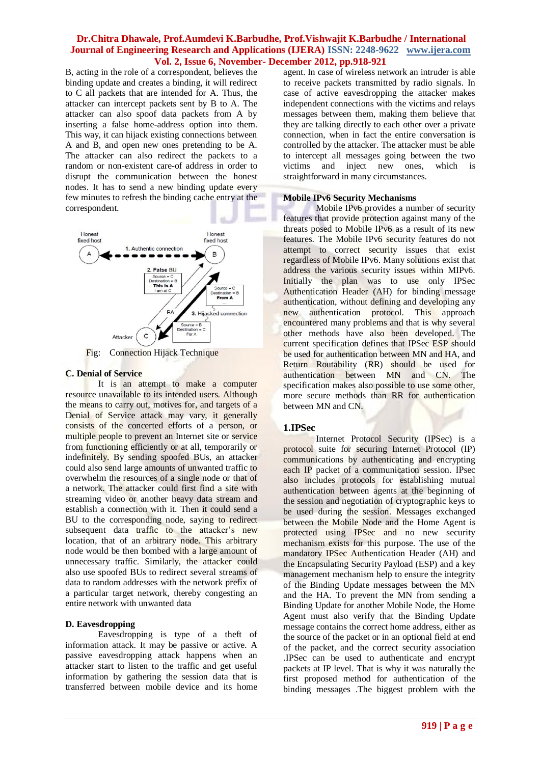B, acting in the role of a correspondent, believes the binding update and creates a binding, it will redirect to C all packets that are intended for A. Thus, the attacker can intercept packets sent by B to A. The attacker can also spoof data packets from A by inserting a false home-address option into them. This way, it can hijack existing connections between A and B, and open new ones pretending to be A. The attacker can also redirect the packets to a random or non-existent care-of address in order to disrupt the communication between the honest nodes. It has to send a new binding update every few minutes to refresh the binding cache entry at the correspondent.

Fig: Connection Hijack Technique

### C. Denial of Service

It is an attempt to make a computer resource unavailable to its intended users. Although the means to carry out, motives for, and targets of a Denial of Service attack may vary, it generally consists of the concerted efforts of a person, or multiple people to prevent an Internet site or service from functioning efficiently or at all, temporarily or indefinitely. By sending spoofed BUs, an attacker could also send large amounts of unwanted traffic to overwhelm the resources of a single node or that of a network. The attacker could first find a site with streaming video or another heavy data stream and establish a connection with it. Then it could send a BU to the corresponding node, saying to redirect subsequent data traffic to the attacker's new location, that of an arbitrary node. This arbitrary node would be then bombed with a large amount of unnecessary traffic. Similarly, the attacker could also use spoofed BUs to redirect several streams of data to random addresses with the network prefix of a particular target network, thereby congesting an entire network with unwanted data

### D. Eavesdropping

Eavesdropping is type of a theft of information attack. It may be passive or active. A passive eavesdropping attack happens when an attacker start to listen to the traffic and get useful information by gathering the session data that is transferred between mobile device and its home agent. In case of wireless network an intruder is able to receive packets transmitted by radio signals. In case of active eavesdropping the attacker makes independent connections with the victims and relays messages between them, making them believe that they are talking directly to each other over a private connection, when in fact the entire conversation is controlled by the attacker. The attacker must be able to intercept all messages going between the two victims and inject new ones, which is straightforward in many circumstances.

## Mobile IPv6 Security Mechanisms

Mobile IPv6 provides a number of security features that provide protection against many of the threats posed to Mobile IPv6 as a result of its new features. The Mobile IPv6 security features do not attempt to correct security issues that exist regardless of Mobile IPv6. Many solutions exist that address the various security issues within MIPv6. Initially the plan was to use only IPSec Authentication Header (AH) for binding message authentication, without defining and developing any new authentication protocol. This approach encountered many problems and that is why several other methods have also been developed. The current specification defines that IPSec ESP should be used for authentication between MN and HA, and Return Routability (RR) should be used for authentication between MN and CN. The specification makes also possible to use some other, more secure methods than RR for authentication between MN and CN.

### 1.IPSec

Internet Protocol Security (IPSec) is a protocol suite for securing Internet Protocol (IP) communications by authenticating and encrypting each IP packet of a communication session. IPsec also includes protocols for establishing mutual authentication between agents at the beginning of the session and negotiation of cryptographic keys to be used during the session. Messages exchanged between the Mobile Node and the Home Agent is protected using IPSec and no new security mechanism exists for this purpose. The use of the mandatory IPSec Authentication Header (AH) and the Encapsulating Security Payload (ESP) and a key management mechanism help to ensure the integrity of the Binding Update messages between the MN and the HA. To prevent the MN from sending a Binding Update for another Mobile Node, the Home Agent must also verify that the Binding Update message contains the correct home address, either as the source of the packet or in an optional field at end of the packet, and the correct security association .IPSec can be used to authenticate and encrypt packets at IP level. That is why it was naturally the first proposed method for authentication of the binding messages .The biggest problem with the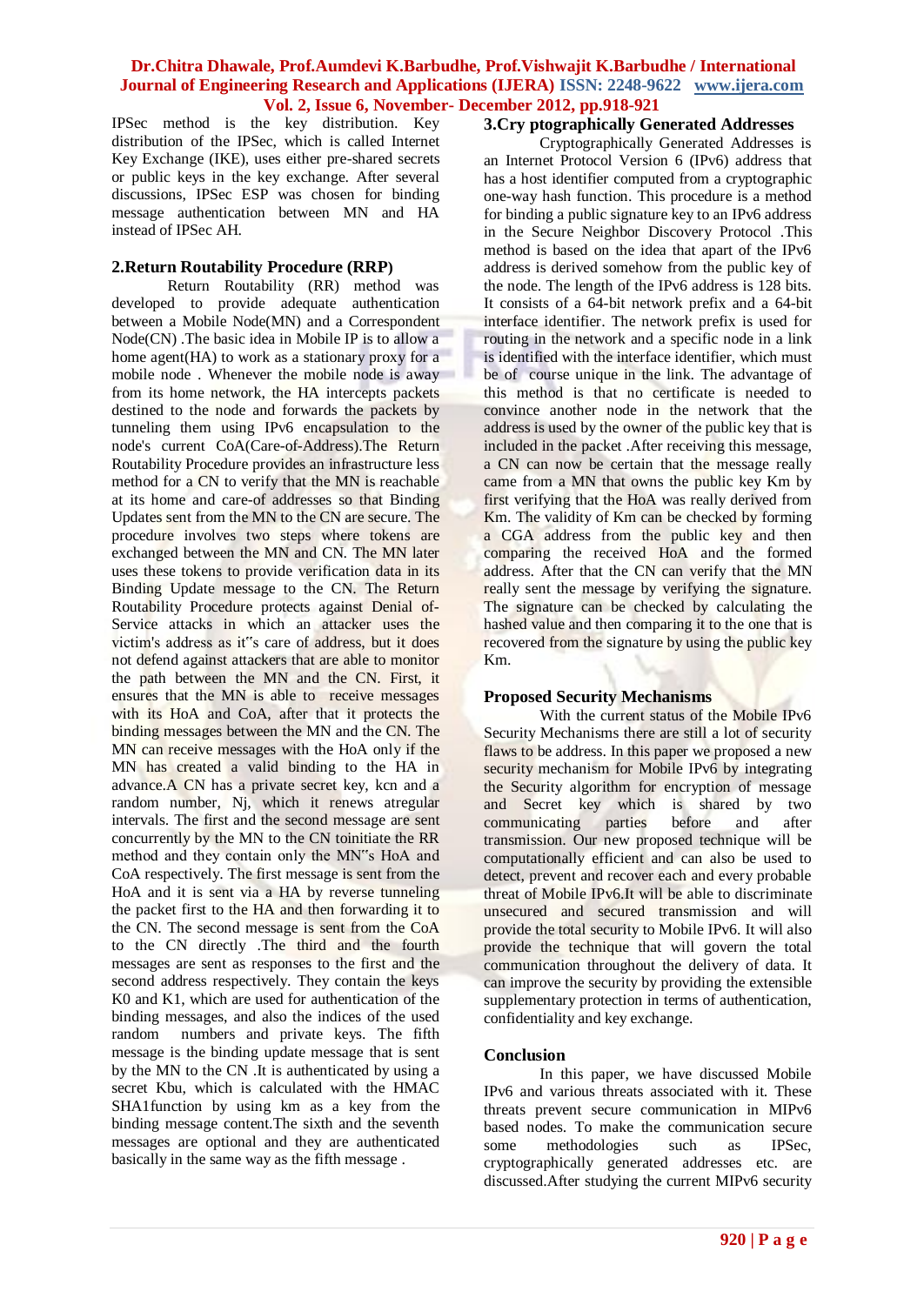IPSec method is the key distribution. Key distribution of the IPSec, which is called Internet Key Exchange (IKE), uses either pre-shared secrets or public keys in the key exchange. After several discussions, IPSec ESP was chosen for binding message authentication between MN and HA instead of IPSec AH.

## 2.Return Routability Procedure (RRP)

Return Routability (RR) method was developed to provide adequate authentication between a Mobile Node(MN) and a Correspondent Node(CN) .The basic idea in Mobile IP is to allow a home agent(HA) to work as a stationary proxy for a mobile node . Whenever the mobile node is away from its home network, the HA intercepts packets destined to the node and forwards the packets by tunneling them using IPv6 encapsulation to the node's current CoA(Care-of-Address).The Return Routability Procedure provides an infrastructure less method for a CN to verify that the MN is reachable at its home and care-of addresses so that Binding Updates sent from the MN to the CN are secure. The procedure involves two steps where tokens are exchanged between the MN and CN. The MN later uses these tokens to provide verification data in its Binding Update message to the CN. The Return Routability Procedure protects against Denial of-Service attacks in which an attacker uses the victim's address as it"s care of address, but it does not defend against attackers that are able to monitor the path between the MN and the CN. First, it ensures that the MN is able to receive messages with its HoA and CoA, after that it protects the binding messages between the MN and the CN. The MN can receive messages with the HoA only if the MN has created a valid binding to the HA in advance.A CN has a private secret key, kcn and a random number, Nj, which it renews atregular intervals. The first and the second message are sent concurrently by the MN to the CN toinitiate the RR method and they contain only the MN"s HoA and CoA respectively. The first message is sent from the HoA and it is sent via a HA by reverse tunneling the packet first to the HA and then forwarding it to the CN. The second message is sent from the CoA to the CN directly .The third and the fourth messages are sent as responses to the first and the second address respectively. They contain the keys K0 and K1, which are used for authentication of the binding messages, and also the indices of the used random numbers and private keys. The fifth message is the binding update message that is sent by the MN to the CN .It is authenticated by using a secret Kbu, which is calculated with the HMAC SHA1function by using km as a key from the binding message content.The sixth and the seventh messages are optional and they are authenticated basically in the same way as the fifth message .

## 3.Cry ptographically Generated Addresses

Cryptographically Generated Addresses is an Internet Protocol Version 6 (IPv6) address that has a host identifier computed from a cryptographic one-way hash function. This procedure is a method for binding a public signature key to an IPv6 address in the Secure Neighbor Discovery Protocol .This method is based on the idea that apart of the IPv6 address is derived somehow from the public key of the node. The length of the IPv6 address is 128 bits. It consists of a 64-bit network prefix and a 64-bit interface identifier. The network prefix is used for routing in the network and a specific node in a link is identified with the interface identifier, which must be of course unique in the link. The advantage of this method is that no certificate is needed to convince another node in the network that the address is used by the owner of the public key that is included in the packet .After receiving this message, a CN can now be certain that the message really came from a MN that owns the public key Km by first verifying that the HoA was really derived from Km. The validity of Km can be checked by forming a CGA address from the public key and then comparing the received HoA and the formed address. After that the CN can verify that the MN really sent the message by verifying the signature. The signature can be checked by calculating the hashed value and then comparing it to the one that is recovered from the signature by using the public key Km.

## Proposed Security Mechanisms

With the current status of the Mobile IPv6 Security Mechanisms there are still a lot of security flaws to be address. In this paper we proposed a new security mechanism for Mobile IPv6 by integrating the Security algorithm for encryption of message and Secret key which is shared by two communicating parties before and after transmission. Our new proposed technique will be computationally efficient and can also be used to detect, prevent and recover each and every probable threat of Mobile IPv6.It will be able to discriminate unsecured and secured transmission and will provide the total security to Mobile IPv6. It will also provide the technique that will govern the total communication throughout the delivery of data. It can improve the security by providing the extensible supplementary protection in terms of authentication, confidentiality and key exchange.

## Conclusion

In this paper, we have discussed Mobile IPv6 and various threats associated with it. These threats prevent secure communication in MIPv6 based nodes. To make the communication secure some methodologies such as IPSec, cryptographically generated addresses etc. are discussed.After studying the current MIPv6 security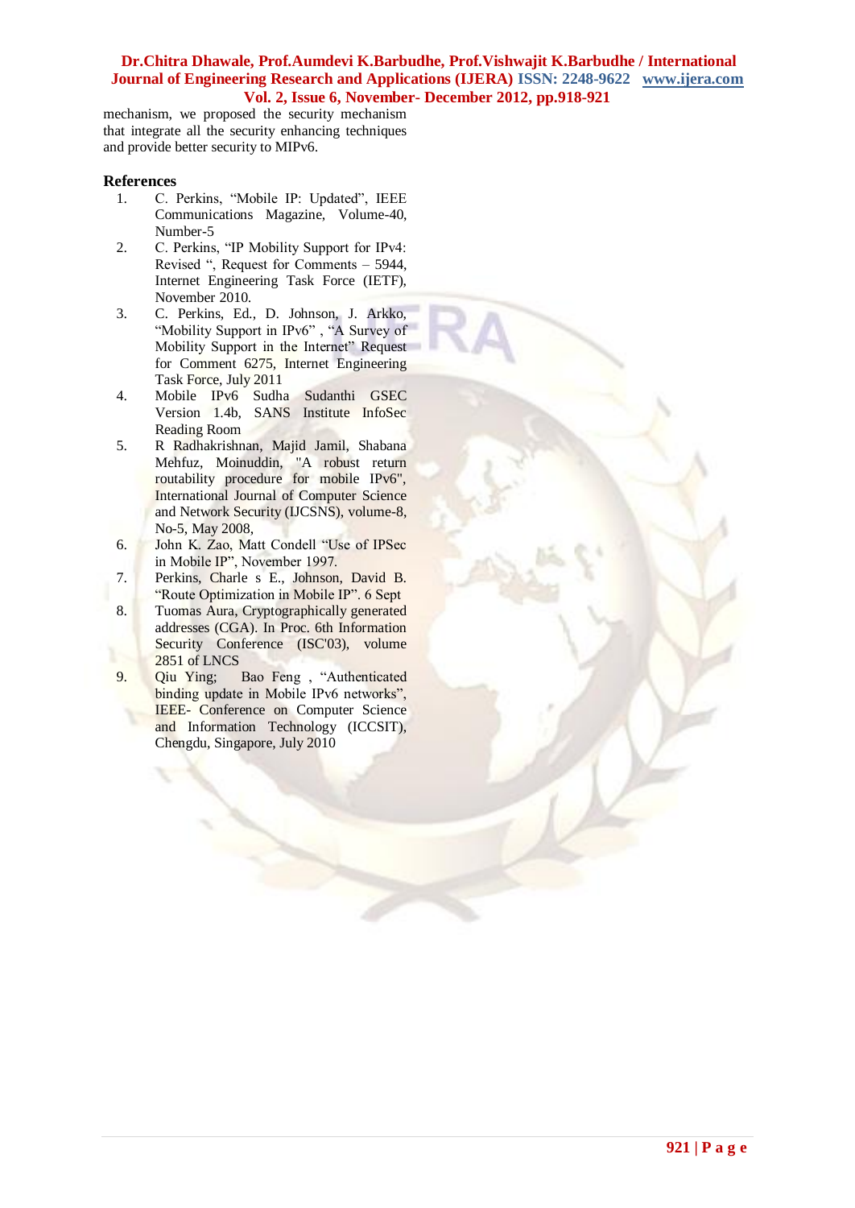mechanism, we proposed the security mechanism that integrate all the security enhancing techniques and provide better security to MIPv6.

## References

1. C. Perkins, "Mobile IP: Updated", IEEE Communications Magazine, Volume-40, Number-5
2. C. Perkins, "IP Mobility Support for IPv4: Revised ", Request for Comments – 5944, Internet Engineering Task Force (IETF), November 2010.
3. C. Perkins, Ed., D. Johnson, J. Arkko, "Mobility Support in IPv6" , "A Survey of Mobility Support in the Internet" Request for Comment 6275, Internet Engineering Task Force, July 2011
4. Mobile IPv6 Sudha Sudanthi GSEC Version 1.4b, SANS Institute InfoSec Reading Room
5. R Radhakrishnan, Majid Jamil, Shabana Mehfuz, Moinuddin, "A robust return routability procedure for mobile IPv6", International Journal of Computer Science and Network Security (IJCSNS), volume-8, No-5, May 2008,
6. John K. Zao, Matt Condell "Use of IPSec in Mobile IP", November 1997.
7. Perkins, Charle s E., Johnson, David B. "Route Optimization in Mobile IP". 6 Sept
8. Tuomas Aura, Cryptographically generated addresses (CGA). In Proc. 6th Information Security Conference (ISC'03), volume 2851 of LNCS
9. Qiu Ying; Bao Feng , "Authenticated binding update in Mobile IPv6 networks", IEEE- Conference on Computer Science and Information Technology (ICCSIT), Chengdu, Singapore, July 2010